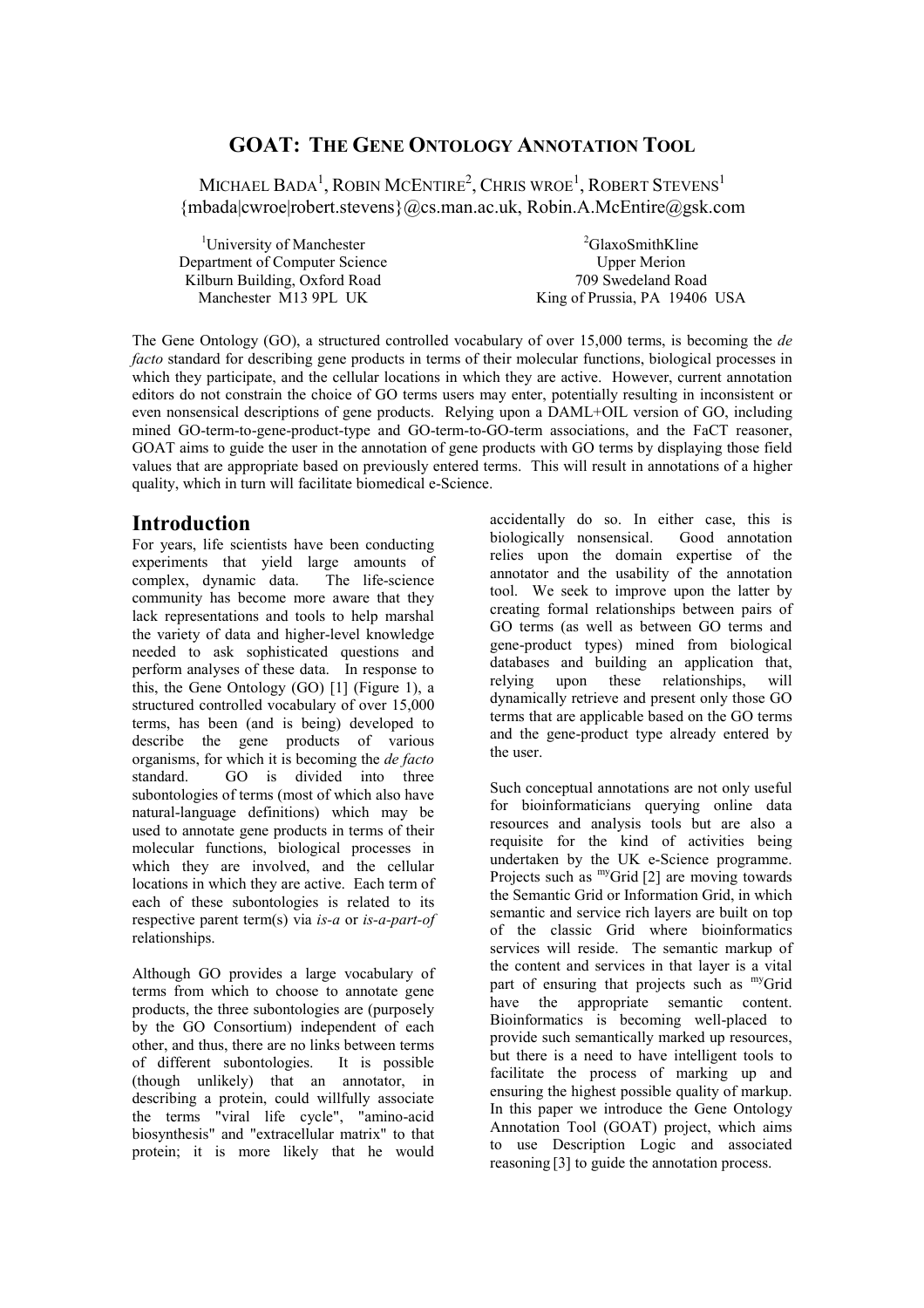# GOAT: THE GENE ONTOLOGY ANNOTATION TOOL

MICHAEL BADA[1], ROBIN MCENTIRE[2], CHRIS WROE[1], ROBERT STEVENS[1]
{mbada|cwroe|robert.stevens}@cs.man.ac.uk, Robin.A.McEntire@gsk.com

[1]University of Manchester
Department of Computer Science
Kilburn Building, Oxford Road
Manchester M13 9PL UK

[2]GlaxoSmithKline
Upper Merion
709 Swedeland Road
King of Prussia, PA 19406 USA

The Gene Ontology (GO), a structured controlled vocabulary of over 15,000 terms, is becoming the *de facto* standard for describing gene products in terms of their molecular functions, biological processes in which they participate, and the cellular locations in which they are active. However, current annotation editors do not constrain the choice of GO terms users may enter, potentially resulting in inconsistent or even nonsensical descriptions of gene products. Relying upon a DAML+OIL version of GO, including mined GO-term-to-gene-product-type and GO-term-to-GO-term associations, and the FaCT reasoner, GOAT aims to guide the user in the annotation of gene products with GO terms by displaying those field values that are appropriate based on previously entered terms. This will result in annotations of a higher quality, which in turn will facilitate biomedical e-Science.

## Introduction

For years, life scientists have been conducting experiments that yield large amounts of complex, dynamic data. The life-science community has become more aware that they lack representations and tools to help marshal the variety of data and higher-level knowledge needed to ask sophisticated questions and perform analyses of these data. In response to this, the Gene Ontology (GO) [1] (Figure 1), a structured controlled vocabulary of over 15,000 terms, has been (and is being) developed to describe the gene products of various organisms, for which it is becoming the *de facto* standard. GO is divided into three subontologies of terms (most of which also have natural-language definitions) which may be used to annotate gene products in terms of their molecular functions, biological processes in which they are involved, and the cellular locations in which they are active. Each term of each of these subontologies is related to its respective parent term(s) via *is-a* or *is-a-part-of* relationships.

Although GO provides a large vocabulary of terms from which to choose to annotate gene products, the three subontologies are (purposely by the GO Consortium) independent of each other, and thus, there are no links between terms of different subontologies. It is possible (though unlikely) that an annotator, in describing a protein, could willfully associate the terms "viral life cycle", "amino-acid biosynthesis" and "extracellular matrix" to that protein; it is more likely that he would accidentally do so. In either case, this is biologically nonsensical. Good annotation relies upon the domain expertise of the annotator and the usability of the annotation tool. We seek to improve upon the latter by creating formal relationships between pairs of GO terms (as well as between GO terms and gene-product types) mined from biological databases and building an application that, relying upon these relationships, will dynamically retrieve and present only those GO terms that are applicable based on the GO terms and the gene-product type already entered by the user.

Such conceptual annotations are not only useful for bioinformaticians querying online data resources and analysis tools but are also a requisite for the kind of activities being undertaken by the UK e-Science programme. Projects such as [my]Grid [2] are moving towards the Semantic Grid or Information Grid, in which semantic and service rich layers are built on top of the classic Grid where bioinformatics services will reside. The semantic markup of the content and services in that layer is a vital part of ensuring that projects such as [my]Grid have the appropriate semantic content. Bioinformatics is becoming well-placed to provide such semantically marked up resources, but there is a need to have intelligent tools to facilitate the process of marking up and ensuring the highest possible quality of markup. In this paper we introduce the Gene Ontology Annotation Tool (GOAT) project, which aims to use Description Logic and associated reasoning [3] to guide the annotation process.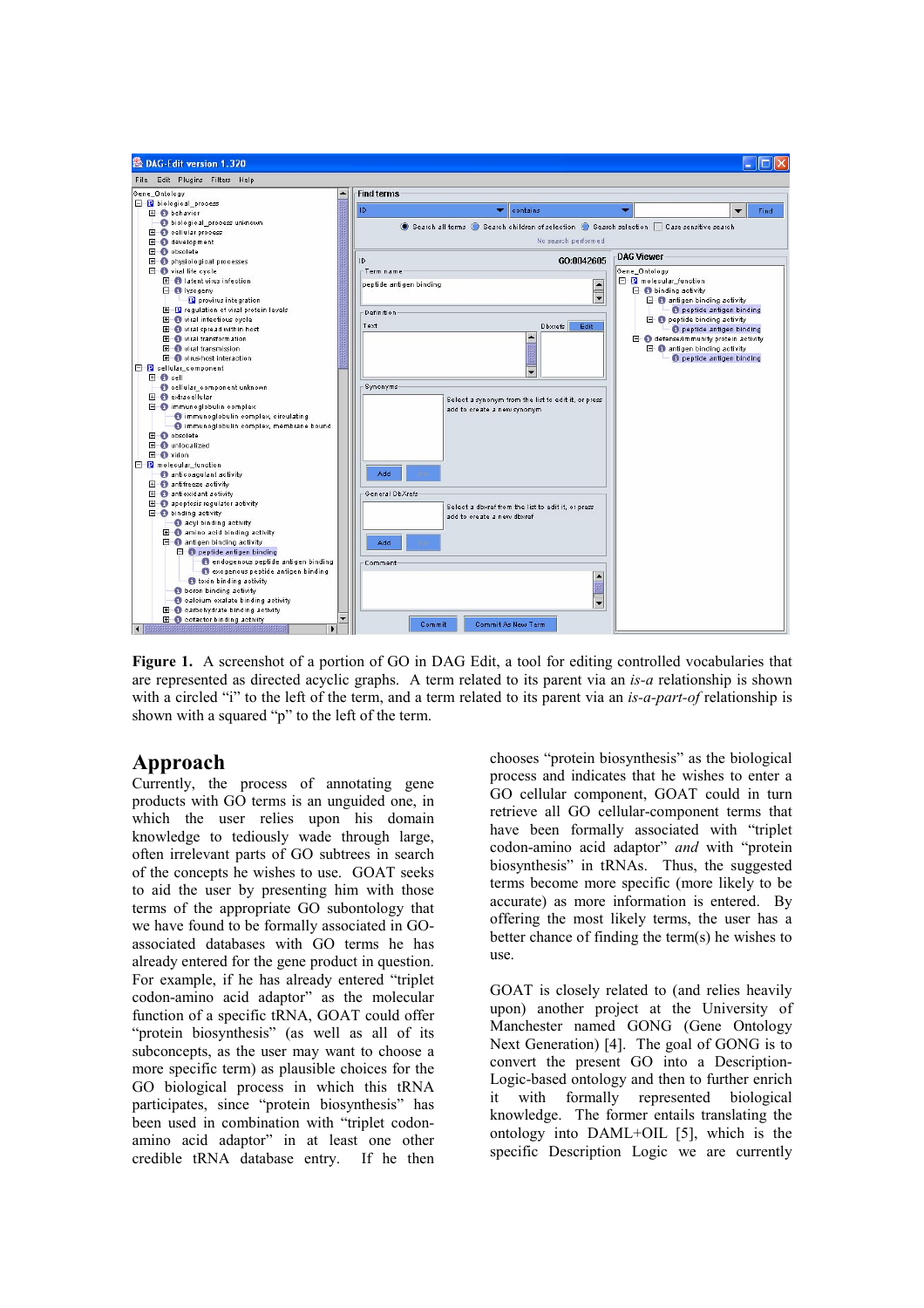**Figure 1.** A screenshot of a portion of GO in DAG Edit, a tool for editing controlled vocabularies that are represented as directed acyclic graphs. A term related to its parent via an *is-a* relationship is shown with a circled "i" to the left of the term, and a term related to its parent via an *is-a-part-of* relationship is shown with a squared "p" to the left of the term.

## Approach

Currently, the process of annotating gene products with GO terms is an unguided one, in which the user relies upon his domain knowledge to tediously wade through large, often irrelevant parts of GO subtrees in search of the concepts he wishes to use. GOAT seeks to aid the user by presenting him with those terms of the appropriate GO subontology that we have found to be formally associated in GO-associated databases with GO terms he has already entered for the gene product in question. For example, if he has already entered "triplet codon-amino acid adaptor" as the molecular function of a specific tRNA, GOAT could offer "protein biosynthesis" (as well as all of its subconcepts, as the user may want to choose a more specific term) as plausible choices for the GO biological process in which this tRNA participates, since "protein biosynthesis" has been used in combination with "triplet codon-amino acid adaptor" in at least one other credible tRNA database entry. If he then chooses "protein biosynthesis" as the biological process and indicates that he wishes to enter a GO cellular component, GOAT could in turn retrieve all GO cellular-component terms that have been formally associated with "triplet codon-amino acid adaptor" *and* with "protein biosynthesis" in tRNAs. Thus, the suggested terms become more specific (more likely to be accurate) as more information is entered. By offering the most likely terms, the user has a better chance of finding the term(s) he wishes to use.

GOAT is closely related to (and relies heavily upon) another project at the University of Manchester named GONG (Gene Ontology Next Generation) [4]. The goal of GONG is to convert the present GO into a Description-Logic-based ontology and then to further enrich it with formally represented biological knowledge. The former entails translating the ontology into DAML+OIL [5], which is the specific Description Logic we are currently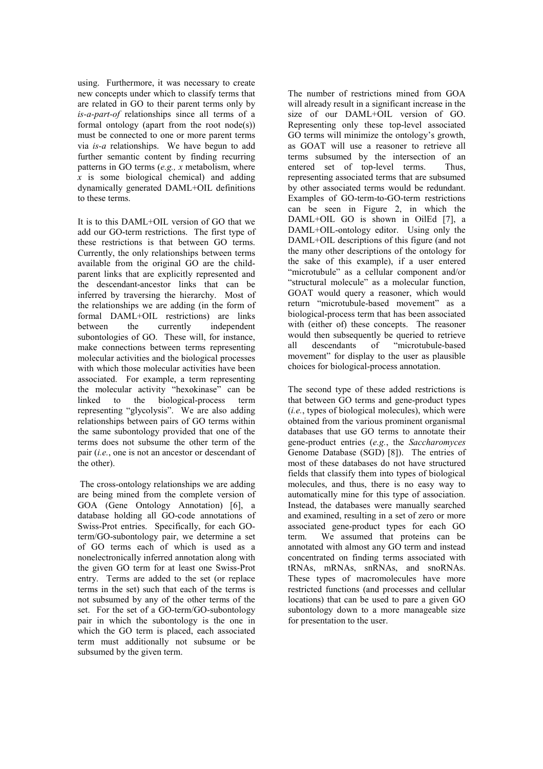using. Furthermore, it was necessary to create new concepts under which to classify terms that are related in GO to their parent terms only by *is-a-part-of* relationships since all terms of a formal ontology (apart from the root node(s)) must be connected to one or more parent terms via *is-a* relationships. We have begun to add further semantic content by finding recurring patterns in GO terms (*e.g., x* metabolism, where *x* is some biological chemical) and adding dynamically generated DAML+OIL definitions to these terms.

It is to this DAML+OIL version of GO that we add our GO-term restrictions. The first type of these restrictions is that between GO terms. Currently, the only relationships between terms available from the original GO are the child-parent links that are explicitly represented and the descendant-ancestor links that can be inferred by traversing the hierarchy. Most of the relationships we are adding (in the form of formal DAML+OIL restrictions) are links between the currently independent subontologies of GO. These will, for instance, make connections between terms representing molecular activities and the biological processes with which those molecular activities have been associated. For example, a term representing the molecular activity "hexokinase" can be linked to the biological-process term representing "glycolysis". We are also adding relationships between pairs of GO terms within the same subontology provided that one of the terms does not subsume the other term of the pair (*i.e.*, one is not an ancestor or descendant of the other).

The cross-ontology relationships we are adding are being mined from the complete version of GOA (Gene Ontology Annotation) [6], a database holding all GO-code annotations of Swiss-Prot entries. Specifically, for each GO-term/GO-subontology pair, we determine a set of GO terms each of which is used as a nonelectronically inferred annotation along with the given GO term for at least one Swiss-Prot entry. Terms are added to the set (or replace terms in the set) such that each of the terms is not subsumed by any of the other terms of the set. For the set of a GO-term/GO-subontology pair in which the subontology is the one in which the GO term is placed, each associated term must additionally not subsume or be subsumed by the given term.

The number of restrictions mined from GOA will already result in a significant increase in the size of our DAML+OIL version of GO. Representing only these top-level associated GO terms will minimize the ontology's growth, as GOAT will use a reasoner to retrieve all terms subsumed by the intersection of an entered set of top-level terms. Thus, representing associated terms that are subsumed by other associated terms would be redundant. Examples of GO-term-to-GO-term restrictions can be seen in Figure 2, in which the DAML+OIL GO is shown in OilEd [7], a DAML+OIL-ontology editor. Using only the DAML+OIL descriptions of this figure (and not the many other descriptions of the ontology for the sake of this example), if a user entered "microtubule" as a cellular component and/or "structural molecule" as a molecular function, GOAT would query a reasoner, which would return "microtubule-based movement" as a biological-process term that has been associated with (either of) these concepts. The reasoner would then subsequently be queried to retrieve all descendants of "microtubule-based movement" for display to the user as plausible choices for biological-process annotation.

The second type of these added restrictions is that between GO terms and gene-product types (*i.e.*, types of biological molecules), which were obtained from the various prominent organismal databases that use GO terms to annotate their gene-product entries (*e.g.*, the *Saccharomyces* Genome Database (SGD) [8]). The entries of most of these databases do not have structured fields that classify them into types of biological molecules, and thus, there is no easy way to automatically mine for this type of association. Instead, the databases were manually searched and examined, resulting in a set of zero or more associated gene-product types for each GO term. We assumed that proteins can be annotated with almost any GO term and instead concentrated on finding terms associated with tRNAs, mRNAs, snRNAs, and snoRNAs. These types of macromolecules have more restricted functions (and processes and cellular locations) that can be used to pare a given GO subontology down to a more manageable size for presentation to the user.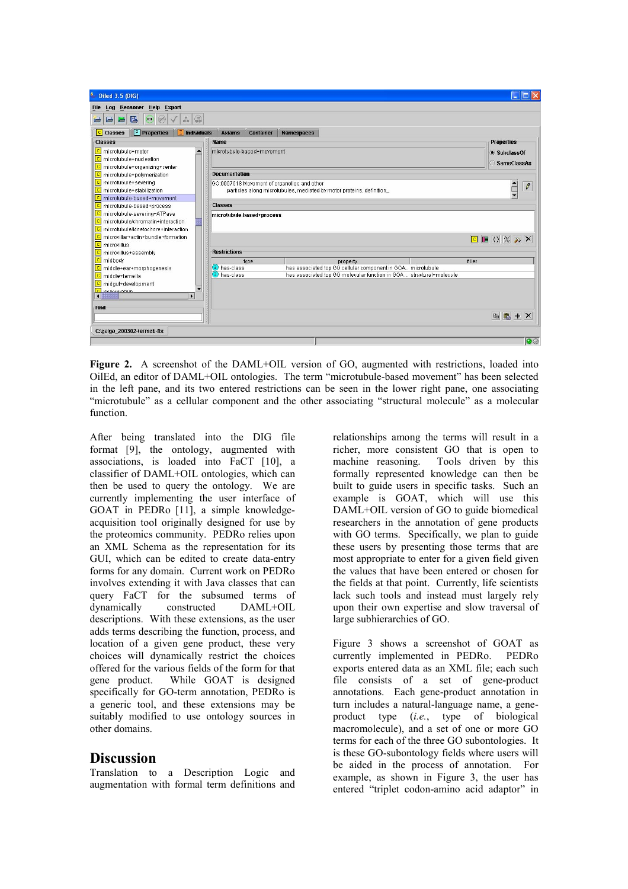**Figure 2.** A screenshot of the DAML+OIL version of GO, augmented with restrictions, loaded into OilEd, an editor of DAML+OIL ontologies. The term "microtubule-based movement" has been selected in the left pane, and its two entered restrictions can be seen in the lower right pane, one associating "microtubule" as a cellular component and the other associating "structural molecule" as a molecular function.

After being translated into the DIG file format [9], the ontology, augmented with associations, is loaded into FaCT [10], a classifier of DAML+OIL ontologies, which can then be used to query the ontology. We are currently implementing the user interface of GOAT in PEDRo [11], a simple knowledge-acquisition tool originally designed for use by the proteomics community. PEDRo relies upon an XML Schema as the representation for its GUI, which can be edited to create data-entry forms for any domain. Current work on PEDRo involves extending it with Java classes that can query FaCT for the subsumed terms of dynamically constructed DAML+OIL descriptions. With these extensions, as the user adds terms describing the function, process, and location of a given gene product, these very choices will dynamically restrict the choices offered for the various fields of the form for that gene product. While GOAT is designed specifically for GO-term annotation, PEDRo is a generic tool, and these extensions may be suitably modified to use ontology sources in other domains.

## Discussion

Translation to a Description Logic and augmentation with formal term definitions and relationships among the terms will result in a richer, more consistent GO that is open to machine reasoning. Tools driven by this formally represented knowledge can then be built to guide users in specific tasks. Such an example is GOAT, which will use this DAML+OIL version of GO to guide biomedical researchers in the annotation of gene products with GO terms. Specifically, we plan to guide these users by presenting those terms that are most appropriate to enter for a given field given the values that have been entered or chosen for the fields at that point. Currently, life scientists lack such tools and instead must largely rely upon their own expertise and slow traversal of large subhierarchies of GO.

Figure 3 shows a screenshot of GOAT as currently implemented in PEDRo. PEDRo exports entered data as an XML file; each such file consists of a set of gene-product annotations. Each gene-product annotation in turn includes a natural-language name, a gene-product type (*i.e.*, type of biological macromolecule), and a set of one or more GO terms for each of the three GO subontologies. It is these GO-subontology fields where users will be aided in the process of annotation. For example, as shown in Figure 3, the user has entered "triplet codon-amino acid adaptor" in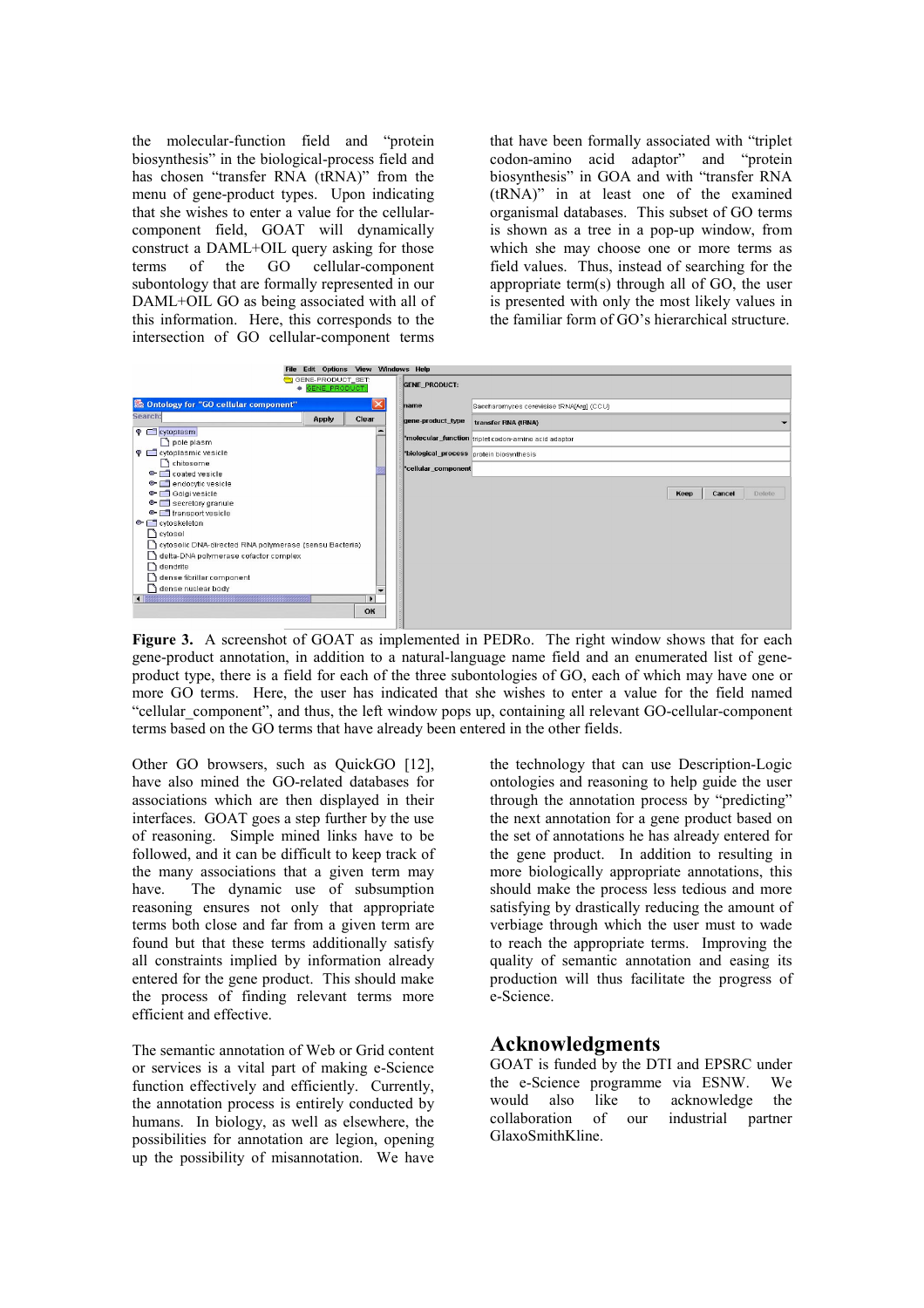the molecular-function field and "protein biosynthesis" in the biological-process field and has chosen "transfer RNA (tRNA)" from the menu of gene-product types. Upon indicating that she wishes to enter a value for the cellular-component field, GOAT will dynamically construct a DAML+OIL query asking for those terms of the GO cellular-component subontology that are formally represented in our DAML+OIL GO as being associated with all of this information. Here, this corresponds to the intersection of GO cellular-component terms that have been formally associated with "triplet codon-amino acid adaptor" and "protein biosynthesis" in GOA and with "transfer RNA (tRNA)" in at least one of the examined organismal databases. This subset of GO terms is shown as a tree in a pop-up window, from which she may choose one or more terms as field values. Thus, instead of searching for the appropriate term(s) through all of GO, the user is presented with only the most likely values in the familiar form of GO's hierarchical structure.

**Figure 3.** A screenshot of GOAT as implemented in PEDRo. The right window shows that for each gene-product annotation, in addition to a natural-language name field and an enumerated list of gene-product type, there is a field for each of the three subontologies of GO, each of which may have one or more GO terms. Here, the user has indicated that she wishes to enter a value for the field named "cellular_component", and thus, the left window pops up, containing all relevant GO-cellular-component terms based on the GO terms that have already been entered in the other fields.

Other GO browsers, such as QuickGO [12], have also mined the GO-related databases for associations which are then displayed in their interfaces. GOAT goes a step further by the use of reasoning. Simple mined links have to be followed, and it can be difficult to keep track of the many associations that a given term may have. The dynamic use of subsumption reasoning ensures not only that appropriate terms both close and far from a given term are found but that these terms additionally satisfy all constraints implied by information already entered for the gene product. This should make the process of finding relevant terms more efficient and effective.

The semantic annotation of Web or Grid content or services is a vital part of making e-Science function effectively and efficiently. Currently, the annotation process is entirely conducted by humans. In biology, as well as elsewhere, the possibilities for annotation are legion, opening up the possibility of misannotation. We have the technology that can use Description-Logic ontologies and reasoning to help guide the user through the annotation process by "predicting" the next annotation for a gene product based on the set of annotations he has already entered for the gene product. In addition to resulting in more biologically appropriate annotations, this should make the process less tedious and more satisfying by drastically reducing the amount of verbiage through which the user must to wade to reach the appropriate terms. Improving the quality of semantic annotation and easing its production will thus facilitate the progress of e-Science.

## Acknowledgments

GOAT is funded by the DTI and EPSRC under the e-Science programme via ESNW. We would also like to acknowledge the collaboration of our industrial partner GlaxoSmithKline.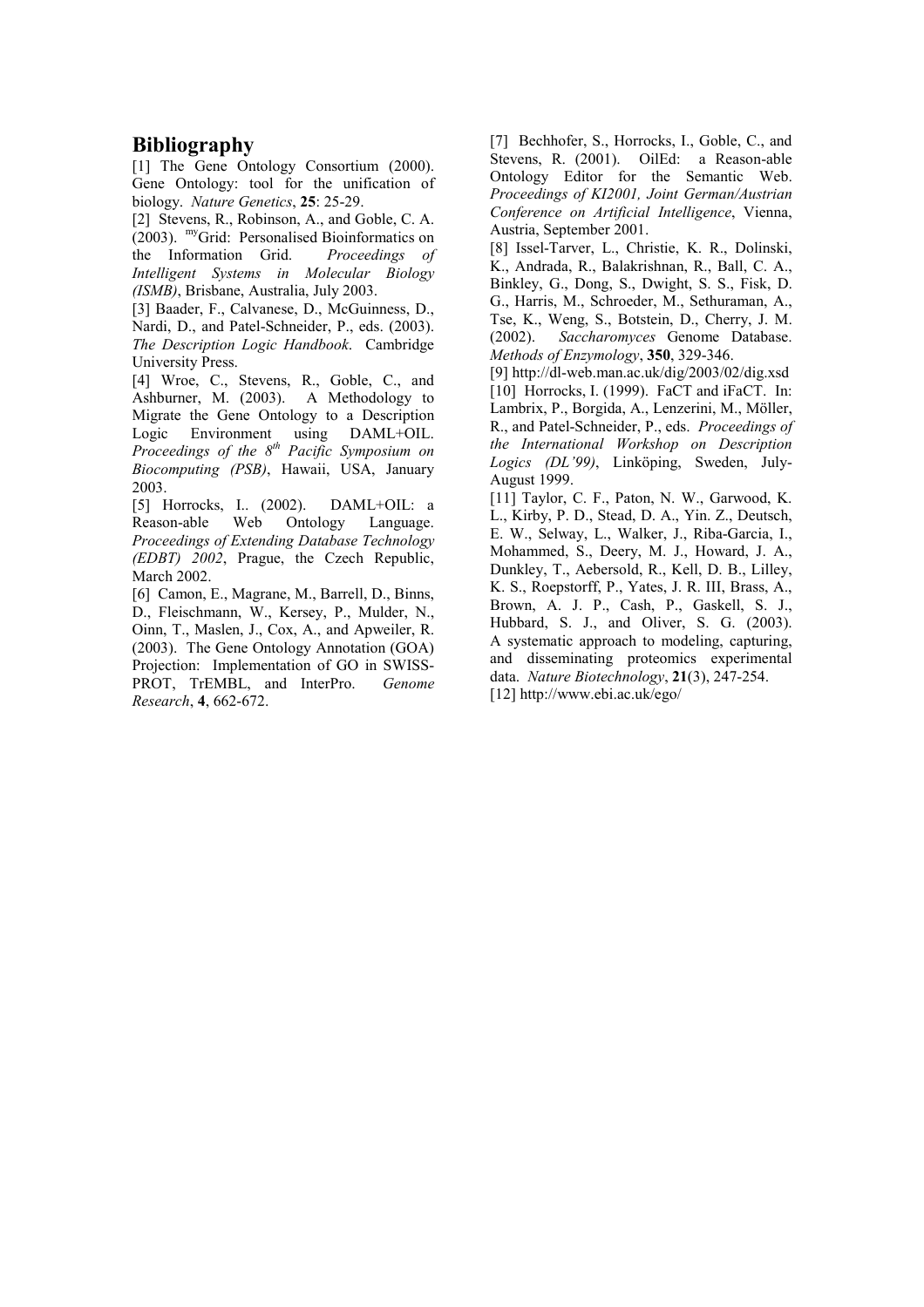## Bibliography

[1] The Gene Ontology Consortium (2000). Gene Ontology: tool for the unification of biology. *Nature Genetics*, **25**: 25-29.

[2] Stevens, R., Robinson, A., and Goble, C. A. (2003). $^{my}$Grid: Personalised Bioinformatics on the Information Grid. *Proceedings of Intelligent Systems in Molecular Biology (ISMB)*, Brisbane, Australia, July 2003.

[3] Baader, F., Calvanese, D., McGuinness, D., Nardi, D., and Patel-Schneider, P., eds. (2003). *The Description Logic Handbook*. Cambridge University Press.

[4] Wroe, C., Stevens, R., Goble, C., and Ashburner, M. (2003). A Methodology to Migrate the Gene Ontology to a Description Logic Environment using DAML+OIL. *Proceedings of the 8th Pacific Symposium on Biocomputing (PSB)*, Hawaii, USA, January 2003.

[5] Horrocks, I.. (2002). DAML+OIL: a Reason-able Web Ontology Language. *Proceedings of Extending Database Technology (EDBT) 2002*, Prague, the Czech Republic, March 2002.

[6] Camon, E., Magrane, M., Barrell, D., Binns, D., Fleischmann, W., Kersey, P., Mulder, N., Oinn, T., Maslen, J., Cox, A., and Apweiler, R. (2003). The Gene Ontology Annotation (GOA) Projection: Implementation of GO in SWISS-PROT, TrEMBL, and InterPro. *Genome Research*, **4**, 662-672.

[7] Bechhofer, S., Horrocks, I., Goble, C., and Stevens, R. (2001). OilEd: a Reason-able Ontology Editor for the Semantic Web. *Proceedings of KI2001, Joint German/Austrian Conference on Artificial Intelligence*, Vienna, Austria, September 2001.

[8] Issel-Tarver, L., Christie, K. R., Dolinski, K., Andrada, R., Balakrishnan, R., Ball, C. A., Binkley, G., Dong, S., Dwight, S. S., Fisk, D. G., Harris, M., Schroeder, M., Sethuraman, A., Tse, K., Weng, S., Botstein, D., Cherry, J. M. (2002). *Saccharomyces* Genome Database. *Methods of Enzymology*, **350**, 329-346.

[9] http://dl-web.man.ac.uk/dig/2003/02/dig.xsd

[10] Horrocks, I. (1999). FaCT and iFaCT. In: Lambrix, P., Borgida, A., Lenzerini, M., Möller, R., and Patel-Schneider, P., eds. *Proceedings of the International Workshop on Description Logics (DL'99)*, Linköping, Sweden, July-August 1999.

[11] Taylor, C. F., Paton, N. W., Garwood, K. L., Kirby, P. D., Stead, D. A., Yin. Z., Deutsch, E. W., Selway, L., Walker, J., Riba-Garcia, I., Mohammed, S., Deery, M. J., Howard, J. A., Dunkley, T., Aebersold, R., Kell, D. B., Lilley, K. S., Roepstorff, P., Yates, J. R. III, Brass, A., Brown, A. J. P., Cash, P., Gaskell, S. J., Hubbard, S. J., and Oliver, S. G. (2003). A systematic approach to modeling, capturing, and disseminating proteomics experimental data. *Nature Biotechnology*, **21**(3), 247-254.

[12] http://www.ebi.ac.uk/ego/